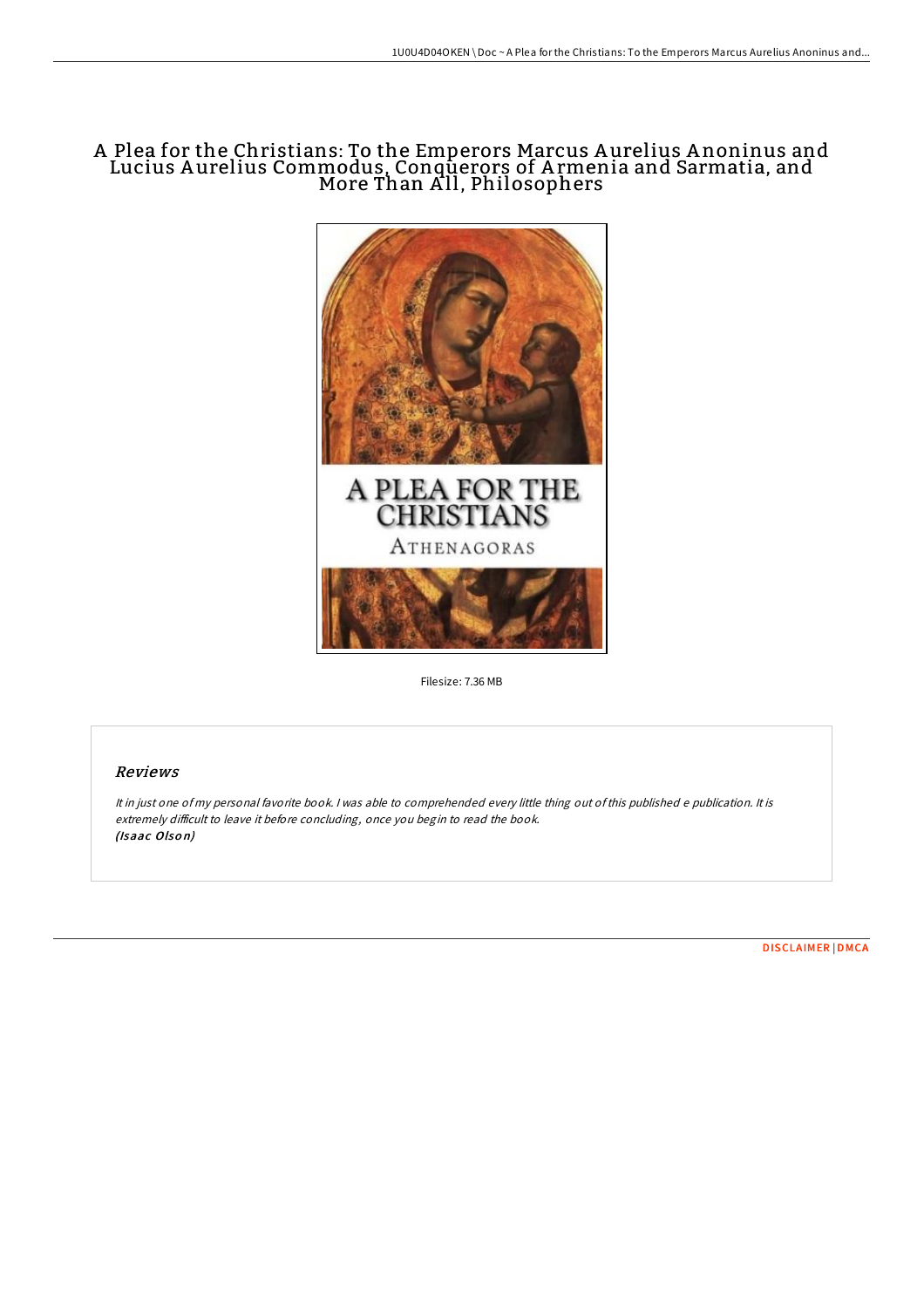# A Plea for the Christians: To the Emperors Marcus Aurelius Anoninus and Lucius Aurelius Commodus, Conquerors of Armenia and Sarmatia, and More Than All, Philosophers

Filesize: 7.36 MB

## Reviews

*It in just one of my personal favorite book. I was able to comprehended every little thing out of this published e publication. It is extremely difficult to leave it before concluding, once you begin to read the book.*
***(Isaac Olson)***

DISCLAIMER | DMCA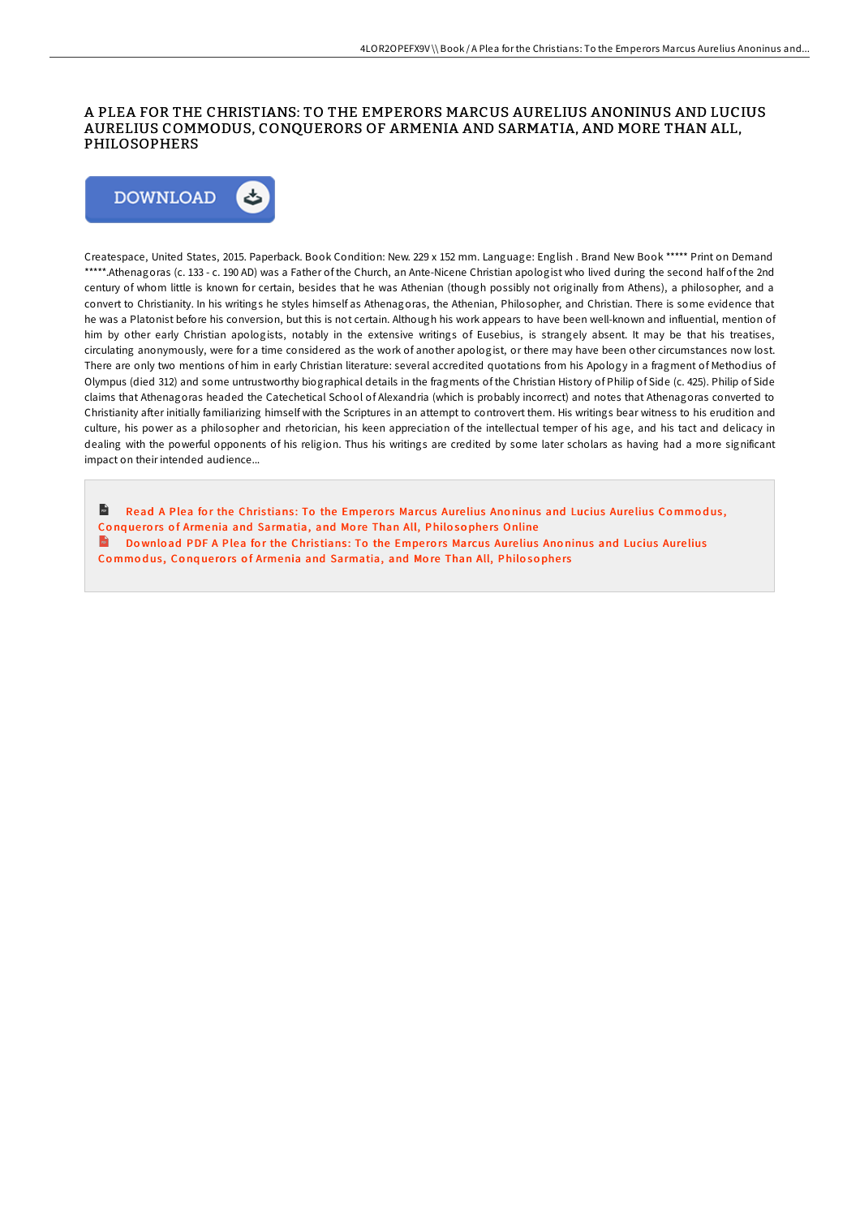# A PLEA FOR THE CHRISTIANS: TO THE EMPERORS MARCUS AURELIUS ANONINUS AND LUCIUS AURELIUS COMMODUS, CONQUERORS OF ARMENIA AND SARMATIA, AND MORE THAN ALL, PHILOSOPHERS

DOWNLOAD

Createspace, United States, 2015. Paperback. Book Condition: New. 229 x 152 mm. Language: English . Brand New Book ***** Print on Demand *****.Athenagoras (c. 133 - c. 190 AD) was a Father of the Church, an Ante-Nicene Christian apologist who lived during the second half of the 2nd century of whom little is known for certain, besides that he was Athenian (though possibly not originally from Athens), a philosopher, and a convert to Christianity. In his writings he styles himself as Athenagoras, the Athenian, Philosopher, and Christian. There is some evidence that he was a Platonist before his conversion, but this is not certain. Although his work appears to have been well-known and influential, mention of him by other early Christian apologists, notably in the extensive writings of Eusebius, is strangely absent. It may be that his treatises, circulating anonymously, were for a time considered as the work of another apologist, or there may have been other circumstances now lost. There are only two mentions of him in early Christian literature: several accredited quotations from his Apology in a fragment of Methodius of Olympus (died 312) and some untrustworthy biographical details in the fragments of the Christian History of Philip of Side (c. 425). Philip of Side claims that Athenagoras headed the Catechetical School of Alexandria (which is probably incorrect) and notes that Athenagoras converted to Christianity after initially familiarizing himself with the Scriptures in an attempt to controvert them. His writings bear witness to his erudition and culture, his power as a philosopher and rhetorician, his keen appreciation of the intellectual temper of his age, and his tact and delicacy in dealing with the powerful opponents of his religion. Thus his writings are credited by some later scholars as having had a more significant impact on their intended audience...

Read A Plea for the Christians: To the Emperors Marcus Aurelius Anoninus and Lucius Aurelius Commodus, Conquerors of Armenia and Sarmatia, and More Than All, Philosophers Online

Download PDF A Plea for the Christians: To the Emperors Marcus Aurelius Anoninus and Lucius Aurelius Commodus, Conquerors of Armenia and Sarmatia, and More Than All, Philosophers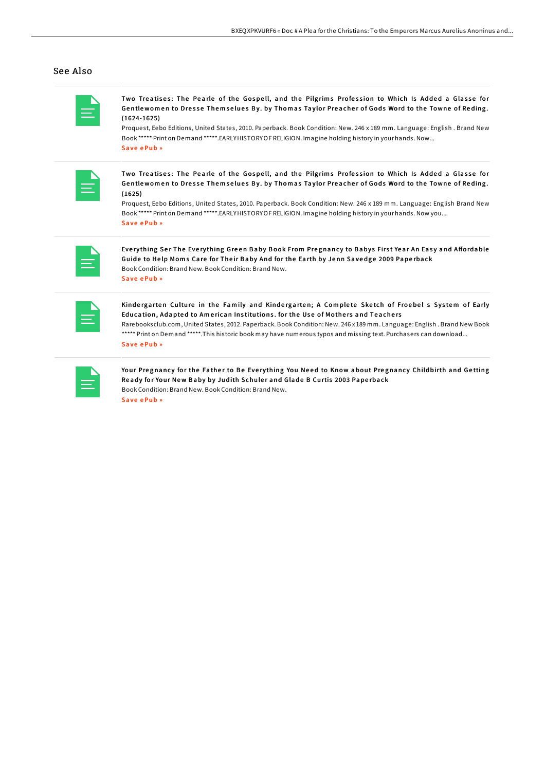## See Also

**Two Treatises: The Pearle of the Gospell, and the Pilgrims Profession to Which Is Added a Glasse for Gentlewomen to Dresse Themselues By. by Thomas Taylor Preacher of Gods Word to the Towne of Reding. (1624-1625)**

Proquest, Eebo Editions, United States, 2010. Paperback. Book Condition: New. 246 x 189 mm. Language: English . Brand New Book ***** Print on Demand *****.EARLY HISTORY OF RELIGION. Imagine holding history in your hands. Now...

Save ePub »

**Two Treatises: The Pearle of the Gospell, and the Pilgrims Profession to Which Is Added a Glasse for Gentlewomen to Dresse Themselues By. by Thomas Taylor Preacher of Gods Word to the Towne of Reding. (1625)**

Proquest, Eebo Editions, United States, 2010. Paperback. Book Condition: New. 246 x 189 mm. Language: English Brand New Book ***** Print on Demand *****.EARLY HISTORY OF RELIGION. Imagine holding history in your hands. Now you...

Save ePub »

**Everything Ser The Everything Green Baby Book From Pregnancy to Babys First Year An Easy and Affordable Guide to Help Moms Care for Their Baby And for the Earth by Jenn Savedge 2009 Paperback**

Book Condition: Brand New. Book Condition: Brand New.

Save ePub »

**Kindergarten Culture in the Family and Kindergarten; A Complete Sketch of Froebel s System of Early Education, Adapted to American Institutions. for the Use of Mothers and Teachers**

Rarebooksclub.com, United States, 2012. Paperback. Book Condition: New. 246 x 189 mm. Language: English . Brand New Book ***** Print on Demand *****.This historic book may have numerous typos and missing text. Purchasers can download...

Save ePub »

**Your Pregnancy for the Father to Be Everything You Need to Know about Pregnancy Childbirth and Getting Ready for Your New Baby by Judith Schuler and Glade B Curtis 2003 Paperback**

Book Condition: Brand New. Book Condition: Brand New.

Save ePub »